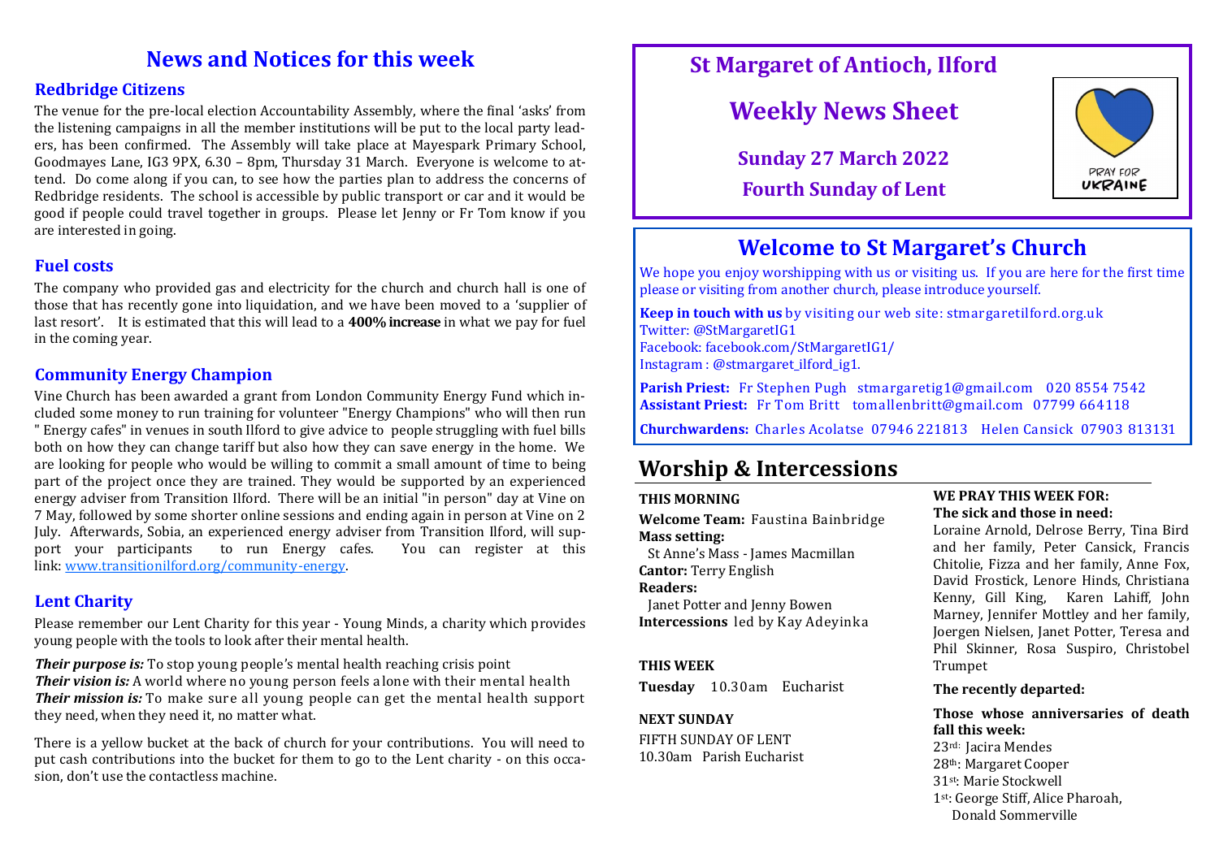# News and Notices for this week

### Redbridge Citizens

The venue for the pre-local election Accountability Assembly, where the final 'asks' from the listening campaigns in all the member institutions will be put to the local party leaders, has been confirmed. The Assembly will take place at Mayespark Primary School, Goodmayes Lane, IG3 9PX, 6.30 – 8pm, Thursday 31 March. Everyone is welcome to attend. Do come along if you can, to see how the parties plan to address the concerns of Redbridge residents. The school is accessible by public transport or car and it would be good if people could travel together in groups. Please let Jenny or Fr Tom know if you are interested in going.

### Fuel costs

The company who provided gas and electricity for the church and church hall is one of those that has recently gone into liquidation, and we have been moved to a 'supplier of last resort'. It is estimated that this will lead to a **400% increase** in what we pay for fuel in the coming year.

### Community Energy Champion

Vine Church has been awarded a grant from London Community Energy Fund which included some money to run training for volunteer "Energy Champions" who will then run " Energy cafes" in venues in south Ilford to give advice to people struggling with fuel bills both on how they can change tariff but also how they can save energy in the home. We are looking for people who would be willing to commit a small amount of time to being part of the project once they are trained. They would be supported by an experienced energy adviser from Transition Ilford. There will be an initial "in person" day at Vine on 7 May, followed by some shorter online sessions and ending again in person at Vine on 2 July. Afterwards, Sobia, an experienced energy adviser from Transition Ilford, will support your participants to run Energy cafes. You can register at this link: [www.transitionilford.org/community-energy](www.transitionilford.org/community-energy).

### Lent Charity

Please remember our Lent Charity for this year - Young Minds, a charity which provides young people with the tools to look after their mental health.

***Their purpose is:*** To stop young people's mental health reaching crisis point
***Their vision is:*** A world where no young person feels alone with their mental health
***Their mission is:*** To make sure all young people can get the mental health support they need, when they need it, no matter what.

There is a yellow bucket at the back of church for your contributions. You will need to put cash contributions into the bucket for them to go to the Lent charity - on this occasion, don't use the contactless machine.

# St Margaret of Antioch, Ilford

## Weekly News Sheet

**Sunday 27 March 2022**

**Fourth Sunday of Lent**

PRAY FOR UKRAINE

## Welcome to St Margaret's Church

We hope you enjoy worshipping with us or visiting us. If you are here for the first time please or visiting from another church, please introduce yourself.

**Keep in touch with us** by visiting our web site: stmargaretilford.org.uk
Twitter: @StMargaretIG1
Facebook: facebook.com/StMargaretIG1/
Instagram : @stmargaret_ilford_ig1.

**Parish Priest:** Fr Stephen Pugh stmargaretig1@gmail.com 020 8554 7542
**Assistant Priest:** Fr Tom Britt tomallenbritt@gmail.com 07799 664118

**Churchwardens:** Charles Acolatse 07946 221813 Helen Cansick 07903 813131

## Worship & Intercessions

**THIS MORNING**

**Welcome Team:** Faustina Bainbridge
**Mass setting:**
St Anne's Mass - James Macmillan
**Cantor:** Terry English
**Readers:**
Janet Potter and Jenny Bowen
**Intercessions** led by Kay Adeyinka

**THIS WEEK**

**Tuesday** 10.30am Eucharist

**NEXT SUNDAY**

FIFTH SUNDAY OF LENT
10.30am Parish Eucharist

**WE PRAY THIS WEEK FOR:**

**The sick and those in need:**
Loraine Arnold, Delrose Berry, Tina Bird and her family, Peter Cansick, Francis Chitolie, Fizza and her family, Anne Fox, David Frostick, Lenore Hinds, Christiana Kenny, Gill King, Karen Lahiff, John Marney, Jennifer Mottley and her family, Joergen Nielsen, Janet Potter, Teresa and Phil Skinner, Rosa Suspiro, Christobel Trumpet

**The recently departed:**

**Those whose anniversaries of death fall this week:**
23rd: Jacira Mendes
28th: Margaret Cooper
31st: Marie Stockwell
1st: George Stiff, Alice Pharoah, Donald Sommerville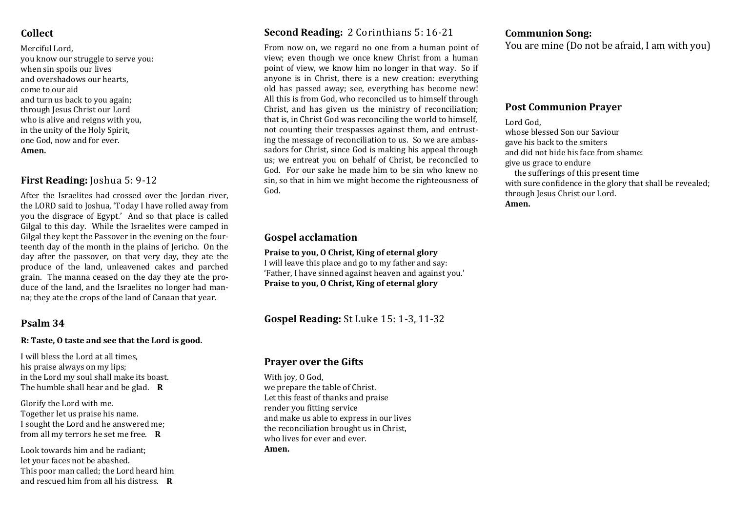## Collect

Merciful Lord,
you know our struggle to serve you:
when sin spoils our lives
and overshadows our hearts,
come to our aid
and turn us back to you again;
through Jesus Christ our Lord
who is alive and reigns with you,
in the unity of the Holy Spirit,
one God, now and for ever.
**Amen.**

## First Reading: Joshua 5: 9-12

After the Israelites had crossed over the Jordan river, the LORD said to Joshua, 'Today I have rolled away from you the disgrace of Egypt.' And so that place is called Gilgal to this day. While the Israelites were camped in Gilgal they kept the Passover in the evening on the fourteenth day of the month in the plains of Jericho. On the day after the passover, on that very day, they ate the produce of the land, unleavened cakes and parched grain. The manna ceased on the day they ate the produce of the land, and the Israelites no longer had manna; they ate the crops of the land of Canaan that year.

## Psalm 34

**R: Taste, O taste and see that the Lord is good.**

I will bless the Lord at all times,
his praise always on my lips;
in the Lord my soul shall make its boast.
The humble shall hear and be glad. **R**

Glorify the Lord with me.
Together let us praise his name.
I sought the Lord and he answered me;
from all my terrors he set me free. **R**

Look towards him and be radiant;
let your faces not be abashed.
This poor man called; the Lord heard him
and rescued him from all his distress. **R**

## Second Reading: 2 Corinthians 5: 16-21

From now on, we regard no one from a human point of view; even though we once knew Christ from a human point of view, we know him no longer in that way. So if anyone is in Christ, there is a new creation: everything old has passed away; see, everything has become new! All this is from God, who reconciled us to himself through Christ, and has given us the ministry of reconciliation; that is, in Christ God was reconciling the world to himself, not counting their trespasses against them, and entrusting the message of reconciliation to us. So we are ambassadors for Christ, since God is making his appeal through us; we entreat you on behalf of Christ, be reconciled to God. For our sake he made him to be sin who knew no sin, so that in him we might become the righteousness of God.

## Gospel acclamation

**Praise to you, O Christ, King of eternal glory**
I will leave this place and go to my father and say:
'Father, I have sinned against heaven and against you.'
**Praise to you, O Christ, King of eternal glory**

## Gospel Reading: St Luke 15: 1-3, 11-32

## Prayer over the Gifts

With joy, O God,
we prepare the table of Christ.
Let this feast of thanks and praise
render you fitting service
and make us able to express in our lives
the reconciliation brought us in Christ,
who lives for ever and ever.
**Amen.**

## Communion Song:

You are mine (Do not be afraid, I am with you)

## Post Communion Prayer

Lord God,
whose blessed Son our Saviour
gave his back to the smiters
and did not hide his face from shame:
give us grace to endure
the sufferings of this present time
with sure confidence in the glory that shall be revealed;
through Jesus Christ our Lord.
**Amen.**